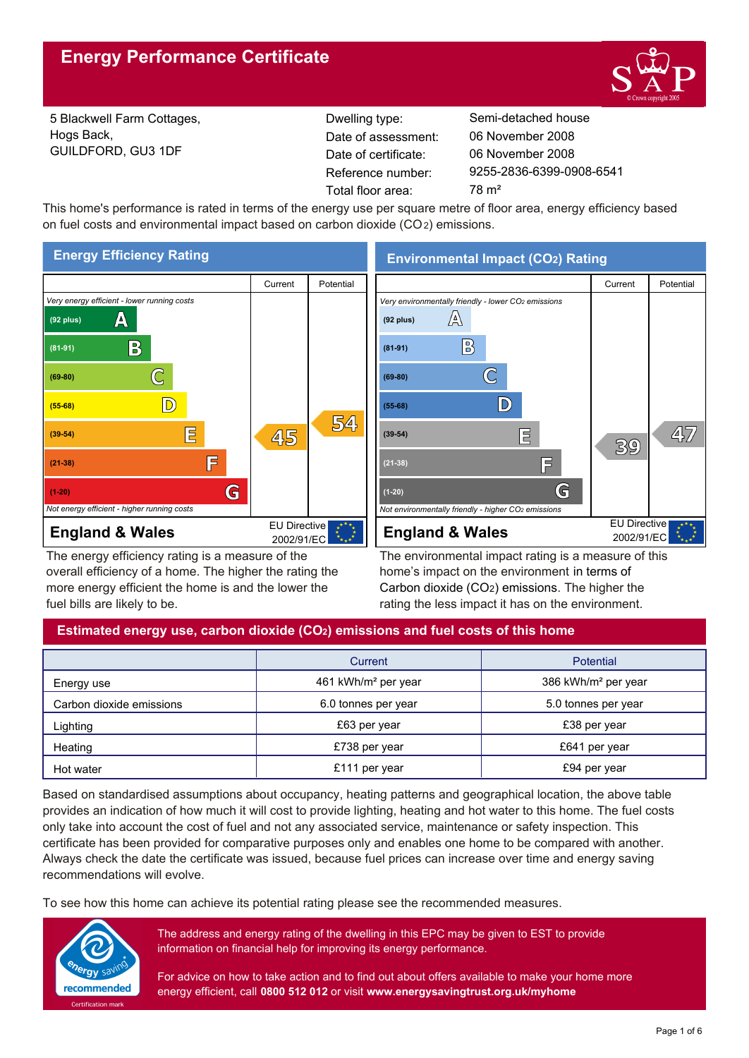# Energy Performance Certificate

5 Blackwell Farm Cottages,
Hogs Back,
GUILDFORD, GU3 1DF

| | |
|---|---|
| Dwelling type: | Semi-detached house |
| Date of assessment: | 06 November 2008 |
| Date of certificate: | 06 November 2008 |
| Reference number: | 9255-2836-6399-0908-6541 |
| Total floor area: | 78 m² |

This home's performance is rated in terms of the energy use per square metre of floor area, energy efficiency based on fuel costs and environmental impact based on carbon dioxide ($CO_2$) emissions.

## Energy Efficiency Rating

| Rating | Current | Potential |
|---|---|---|
| *Very energy efficient - lower running costs* | | |
| (92 plus) A | | |
| (81-91) B | | |
| (69-80) C | | |
| (55-68) D | | |
| (39-54) E | 45 | 54 |
| (21-38) F | | |
| (1-20) G | | |
| *Not energy efficient - higher running costs* | | |

**England & Wales** — EU Directive 2002/91/EC

The energy efficiency rating is a measure of the overall efficiency of a home. The higher the rating the more energy efficient the home is and the lower the fuel bills are likely to be.

## Environmental Impact ($CO_2$) Rating

| Rating | Current | Potential |
|---|---|---|
| *Very environmentally friendly - lower $CO_2$ emissions* | | |
| (92 plus) A | | |
| (81-91) B | | |
| (69-80) C | | |
| (55-68) D | | |
| (39-54) E | 39 | 47 |
| (21-38) F | | |
| (1-20) G | | |
| *Not environmentally friendly - higher $CO_2$ emissions* | | |

**England & Wales** — EU Directive 2002/91/EC

The environmental impact rating is a measure of this home's impact on the environment in terms of Carbon dioxide ($CO_2$) emissions. The higher the rating the less impact it has on the environment.

## Estimated energy use, carbon dioxide ($CO_2$) emissions and fuel costs of this home

| | Current | Potential |
|---|---|---|
| Energy use | 461 kWh/m² per year | 386 kWh/m² per year |
| Carbon dioxide emissions | 6.0 tonnes per year | 5.0 tonnes per year |
| Lighting | £63 per year | £38 per year |
| Heating | £738 per year | £641 per year |
| Hot water | £111 per year | £94 per year |

Based on standardised assumptions about occupancy, heating patterns and geographical location, the above table provides an indication of how much it will cost to provide lighting, heating and hot water to this home. The fuel costs only take into account the cost of fuel and not any associated service, maintenance or safety inspection. This certificate has been provided for comparative purposes only and enables one home to be compared with another. Always check the date the certificate was issued, because fuel prices can increase over time and energy saving recommendations will evolve.

To see how this home can achieve its potential rating please see the recommended measures.

energy saving recommended — Certification mark

The address and energy rating of the dwelling in this EPC may be given to EST to provide information on financial help for improving its energy performance.

For advice on how to take action and to find out about offers available to make your home more energy efficient, call **0800 512 012** or visit **www.energysavingtrust.org.uk/myhome**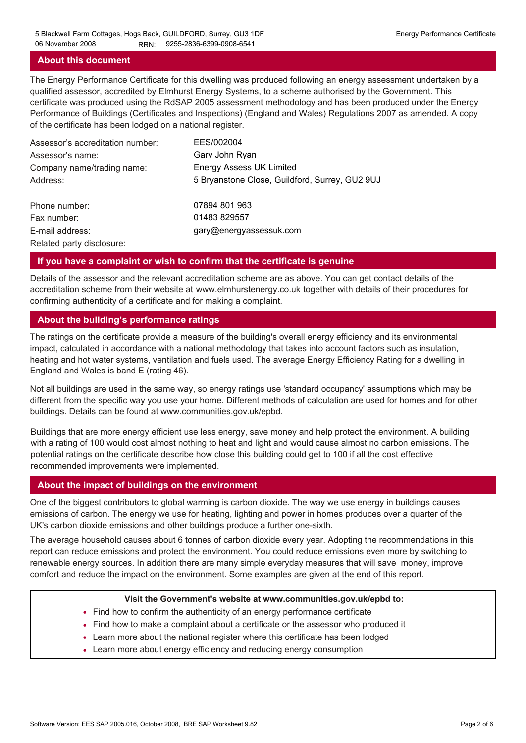## About this document

The Energy Performance Certificate for this dwelling was produced following an energy assessment undertaken by a qualified assessor, accredited by Elmhurst Energy Systems, to a scheme authorised by the Government. This certificate was produced using the RdSAP 2005 assessment methodology and has been produced under the Energy Performance of Buildings (Certificates and Inspections) (England and Wales) Regulations 2007 as amended. A copy of the certificate has been lodged on a national register.

| | |
|---|---|
| Assessor's accreditation number: | EES/002004 |
| Assessor's name: | Gary John Ryan |
| Company name/trading name: | Energy Assess UK Limited |
| Address: | 5 Bryanstone Close, Guildford, Surrey, GU2 9UJ |
| Phone number: | 07894 801 963 |
| Fax number: | 01483 829557 |
| E-mail address: | gary@energyassessuk.com |
| Related party disclosure: | |

## If you have a complaint or wish to confirm that the certificate is genuine

Details of the assessor and the relevant accreditation scheme are as above. You can get contact details of the accreditation scheme from their website at www.elmhurstenergy.co.uk together with details of their procedures for confirming authenticity of a certificate and for making a complaint.

## About the building's performance ratings

The ratings on the certificate provide a measure of the building's overall energy efficiency and its environmental impact, calculated in accordance with a national methodology that takes into account factors such as insulation, heating and hot water systems, ventilation and fuels used. The average Energy Efficiency Rating for a dwelling in England and Wales is band E (rating 46).

Not all buildings are used in the same way, so energy ratings use 'standard occupancy' assumptions which may be different from the specific way you use your home. Different methods of calculation are used for homes and for other buildings. Details can be found at www.communities.gov.uk/epbd.

Buildings that are more energy efficient use less energy, save money and help protect the environment. A building with a rating of 100 would cost almost nothing to heat and light and would cause almost no carbon emissions. The potential ratings on the certificate describe how close this building could get to 100 if all the cost effective recommended improvements were implemented.

## About the impact of buildings on the environment

One of the biggest contributors to global warming is carbon dioxide. The way we use energy in buildings causes emissions of carbon. The energy we use for heating, lighting and power in homes produces over a quarter of the UK's carbon dioxide emissions and other buildings produce a further one-sixth.

The average household causes about 6 tonnes of carbon dioxide every year. Adopting the recommendations in this report can reduce emissions and protect the environment. You could reduce emissions even more by switching to renewable energy sources. In addition there are many simple everyday measures that will save money, improve comfort and reduce the impact on the environment. Some examples are given at the end of this report.

**Visit the Government's website at www.communities.gov.uk/epbd to:**

- Find how to confirm the authenticity of an energy performance certificate
- Find how to make a complaint about a certificate or the assessor who produced it
- Learn more about the national register where this certificate has been lodged
- Learn more about energy efficiency and reducing energy consumption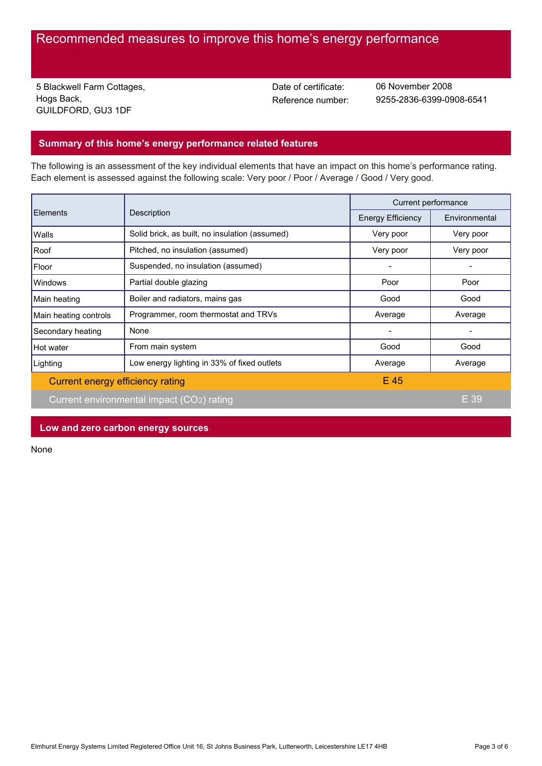# Recommended measures to improve this home's energy performance

5 Blackwell Farm Cottages,
Hogs Back,
GUILDFORD, GU3 1DF

Date of certificate: 06 November 2008
Reference number: 9255-2836-6399-0908-6541

## Summary of this home's energy performance related features

The following is an assessment of the key individual elements that have an impact on this home's performance rating. Each element is assessed against the following scale: Very poor / Poor / Average / Good / Very good.

| Elements | Description | Current performance | |
|---|---|---|---|
| | | Energy Efficiency | Environmental |
| Walls | Solid brick, as built, no insulation (assumed) | Very poor | Very poor |
| Roof | Pitched, no insulation (assumed) | Very poor | Very poor |
| Floor | Suspended, no insulation (assumed) | - | - |
| Windows | Partial double glazing | Poor | Poor |
| Main heating | Boiler and radiators, mains gas | Good | Good |
| Main heating controls | Programmer, room thermostat and TRVs | Average | Average |
| Secondary heating | None | - | - |
| Hot water | From main system | Good | Good |
| Lighting | Low energy lighting in 33% of fixed outlets | Average | Average |
| Current energy efficiency rating | | E 45 | |
| Current environmental impact ($CO_2$) rating | | | E 39 |

## Low and zero carbon energy sources

None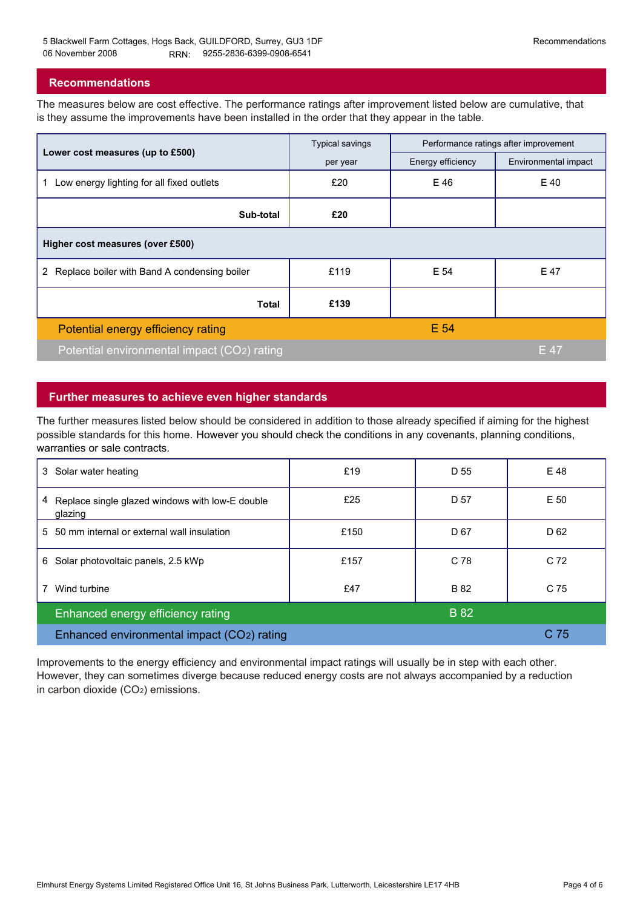## Recommendations

The measures below are cost effective. The performance ratings after improvement listed below are cumulative, that is they assume the improvements have been installed in the order that they appear in the table.

| Lower cost measures (up to £500) | Typical savings per year | Performance ratings after improvement | |
|---|---|---|---|
| | | Energy efficiency | Environmental impact |
| 1 Low energy lighting for all fixed outlets | £20 | E 46 | E 40 |
| **Sub-total** | **£20** | | |
| **Higher cost measures (over £500)** | | | |
| 2 Replace boiler with Band A condensing boiler | £119 | E 54 | E 47 |
| **Total** | **£139** | | |
| Potential energy efficiency rating | | E 54 | |
| Potential environmental impact ($CO_2$) rating | | | E 47 |

## Further measures to achieve even higher standards

The further measures listed below should be considered in addition to those already specified if aiming for the highest possible standards for this home. However you should check the conditions in any covenants, planning conditions, warranties or sale contracts.

| Measure | Typical savings per year | Energy efficiency | Environmental impact |
|---|---|---|---|
| 3 Solar water heating | £19 | D 55 | E 48 |
| 4 Replace single glazed windows with low-E double glazing | £25 | D 57 | E 50 |
| 5 50 mm internal or external wall insulation | £150 | D 67 | D 62 |
| 6 Solar photovoltaic panels, 2.5 kWp | £157 | C 78 | C 72 |
| 7 Wind turbine | £47 | B 82 | C 75 |
| Enhanced energy efficiency rating | | B 82 | |
| Enhanced environmental impact ($CO_2$) rating | | | C 75 |

Improvements to the energy efficiency and environmental impact ratings will usually be in step with each other. However, they can sometimes diverge because reduced energy costs are not always accompanied by a reduction in carbon dioxide ($CO_2$) emissions.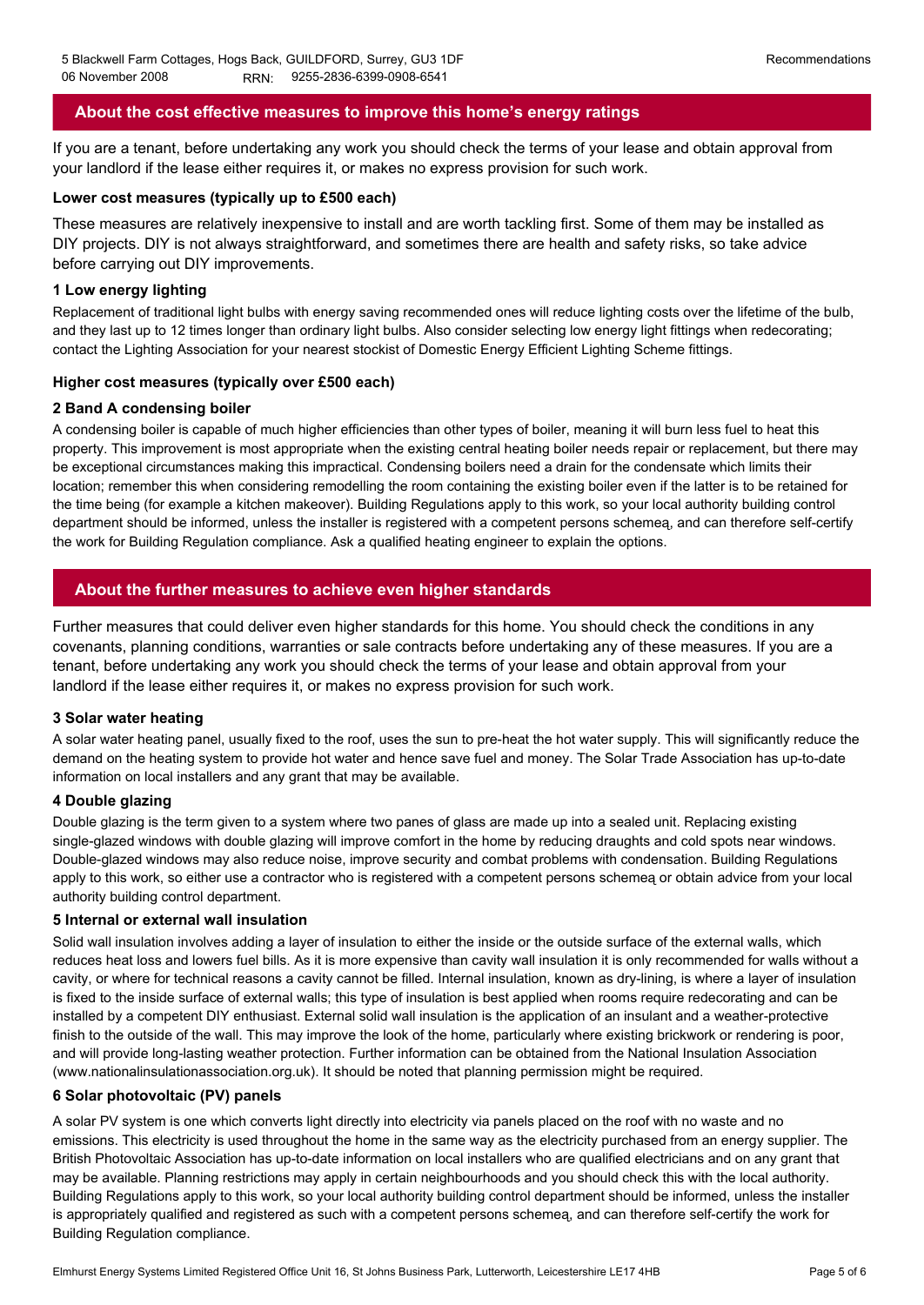## About the cost effective measures to improve this home's energy ratings

If you are a tenant, before undertaking any work you should check the terms of your lease and obtain approval from your landlord if the lease either requires it, or makes no express provision for such work.

**Lower cost measures (typically up to £500 each)**

These measures are relatively inexpensive to install and are worth tackling first. Some of them may be installed as DIY projects. DIY is not always straightforward, and sometimes there are health and safety risks, so take advice before carrying out DIY improvements.

**1 Low energy lighting**

Replacement of traditional light bulbs with energy saving recommended ones will reduce lighting costs over the lifetime of the bulb, and they last up to 12 times longer than ordinary light bulbs. Also consider selecting low energy light fittings when redecorating; contact the Lighting Association for your nearest stockist of Domestic Energy Efficient Lighting Scheme fittings.

**Higher cost measures (typically over £500 each)**

**2 Band A condensing boiler**

A condensing boiler is capable of much higher efficiencies than other types of boiler, meaning it will burn less fuel to heat this property. This improvement is most appropriate when the existing central heating boiler needs repair or replacement, but there may be exceptional circumstances making this impractical. Condensing boilers need a drain for the condensate which limits their location; remember this when considering remodelling the room containing the existing boiler even if the latter is to be retained for the time being (for example a kitchen makeover). Building Regulations apply to this work, so your local authority building control department should be informed, unless the installer is registered with a competent persons schemeą, and can therefore self-certify the work for Building Regulation compliance. Ask a qualified heating engineer to explain the options.

## About the further measures to achieve even higher standards

Further measures that could deliver even higher standards for this home. You should check the conditions in any covenants, planning conditions, warranties or sale contracts before undertaking any of these measures. If you are a tenant, before undertaking any work you should check the terms of your lease and obtain approval from your landlord if the lease either requires it, or makes no express provision for such work.

**3 Solar water heating**

A solar water heating panel, usually fixed to the roof, uses the sun to pre-heat the hot water supply. This will significantly reduce the demand on the heating system to provide hot water and hence save fuel and money. The Solar Trade Association has up-to-date information on local installers and any grant that may be available.

**4 Double glazing**

Double glazing is the term given to a system where two panes of glass are made up into a sealed unit. Replacing existing single-glazed windows with double glazing will improve comfort in the home by reducing draughts and cold spots near windows. Double-glazed windows may also reduce noise, improve security and combat problems with condensation. Building Regulations apply to this work, so either use a contractor who is registered with a competent persons schemeą or obtain advice from your local authority building control department.

**5 Internal or external wall insulation**

Solid wall insulation involves adding a layer of insulation to either the inside or the outside surface of the external walls, which reduces heat loss and lowers fuel bills. As it is more expensive than cavity wall insulation it is only recommended for walls without a cavity, or where for technical reasons a cavity cannot be filled. Internal insulation, known as dry-lining, is where a layer of insulation is fixed to the inside surface of external walls; this type of insulation is best applied when rooms require redecorating and can be installed by a competent DIY enthusiast. External solid wall insulation is the application of an insulant and a weather-protective finish to the outside of the wall. This may improve the look of the home, particularly where existing brickwork or rendering is poor, and will provide long-lasting weather protection. Further information can be obtained from the National Insulation Association (www.nationalinsulationassociation.org.uk). It should be noted that planning permission might be required.

**6 Solar photovoltaic (PV) panels**

A solar PV system is one which converts light directly into electricity via panels placed on the roof with no waste and no emissions. This electricity is used throughout the home in the same way as the electricity purchased from an energy supplier. The British Photovoltaic Association has up-to-date information on local installers who are qualified electricians and on any grant that may be available. Planning restrictions may apply in certain neighbourhoods and you should check this with the local authority. Building Regulations apply to this work, so your local authority building control department should be informed, unless the installer is appropriately qualified and registered as such with a competent persons schemeą, and can therefore self-certify the work for Building Regulation compliance.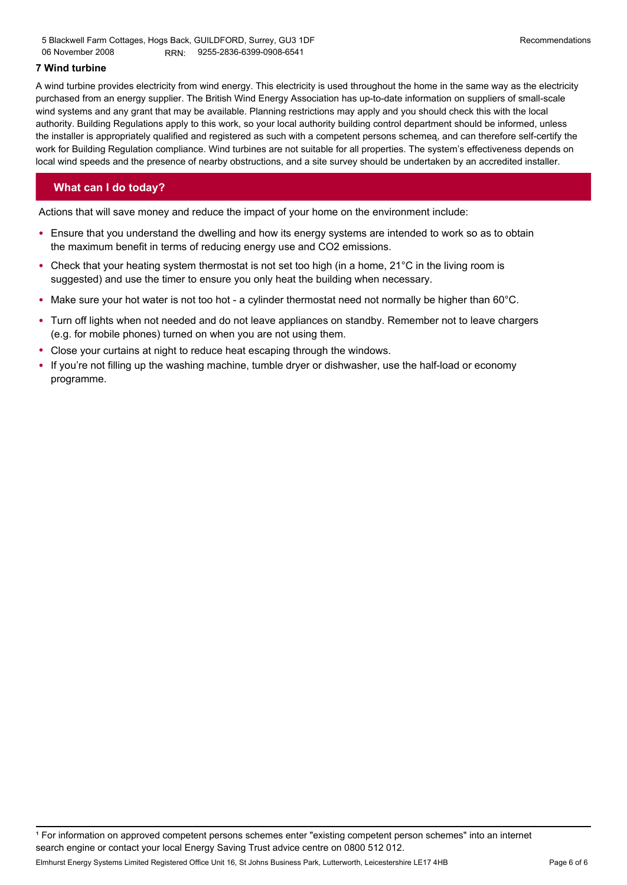### 7 Wind turbine

A wind turbine provides electricity from wind energy. This electricity is used throughout the home in the same way as the electricity purchased from an energy supplier. The British Wind Energy Association has up-to-date information on suppliers of small-scale wind systems and any grant that may be available. Planning restrictions may apply and you should check this with the local authority. Building Regulations apply to this work, so your local authority building control department should be informed, unless the installer is appropriately qualified and registered as such with a competent persons scheme[1], and can therefore self-certify the work for Building Regulation compliance. Wind turbines are not suitable for all properties. The system's effectiveness depends on local wind speeds and the presence of nearby obstructions, and a site survey should be undertaken by an accredited installer.

## What can I do today?

Actions that will save money and reduce the impact of your home on the environment include:

- Ensure that you understand the dwelling and how its energy systems are intended to work so as to obtain the maximum benefit in terms of reducing energy use and $CO_2$ emissions.
- Check that your heating system thermostat is not set too high (in a home, 21°C in the living room is suggested) and use the timer to ensure you only heat the building when necessary.
- Make sure your hot water is not too hot - a cylinder thermostat need not normally be higher than 60°C.
- Turn off lights when not needed and do not leave appliances on standby. Remember not to leave chargers (e.g. for mobile phones) turned on when you are not using them.
- Close your curtains at night to reduce heat escaping through the windows.
- If you're not filling up the washing machine, tumble dryer or dishwasher, use the half-load or economy programme.

[1] For information on approved competent persons schemes enter "existing competent person schemes" into an internet search engine or contact your local Energy Saving Trust advice centre on 0800 512 012.